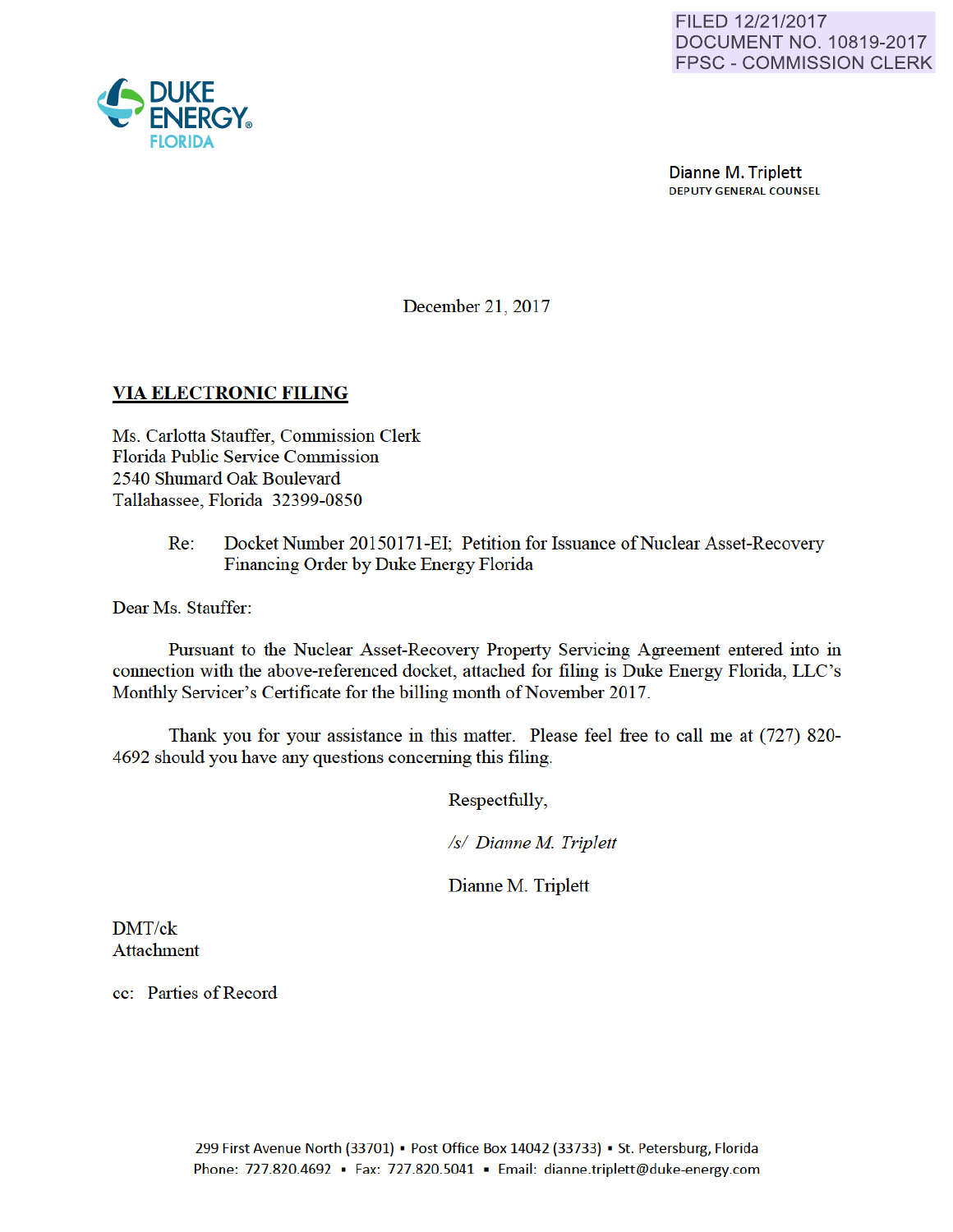FILED 12/21/2017
DOCUMENT NO. 10819-2017
FPSC - COMMISSION CLERK

DUKE ENERGY®
FLORIDA

Dianne M. Triplett
DEPUTY GENERAL COUNSEL

December 21, 2017

**VIA ELECTRONIC FILING**

Ms. Carlotta Stauffer, Commission Clerk
Florida Public Service Commission
2540 Shumard Oak Boulevard
Tallahassee, Florida 32399-0850

Re: Docket Number 20150171-EI; Petition for Issuance of Nuclear Asset-Recovery Financing Order by Duke Energy Florida

Dear Ms. Stauffer:

Pursuant to the Nuclear Asset-Recovery Property Servicing Agreement entered into in connection with the above-referenced docket, attached for filing is Duke Energy Florida, LLC's Monthly Servicer's Certificate for the billing month of November 2017.

Thank you for your assistance in this matter. Please feel free to call me at (727) 820-4692 should you have any questions concerning this filing.

Respectfully,

*/s/ Dianne M. Triplett*

Dianne M. Triplett

DMT/ck
Attachment

cc: Parties of Record

299 First Avenue North (33701) ▪ Post Office Box 14042 (33733) ▪ St. Petersburg, Florida
Phone: 727.820.4692 ▪ Fax: 727.820.5041 ▪ Email: dianne.triplett@duke-energy.com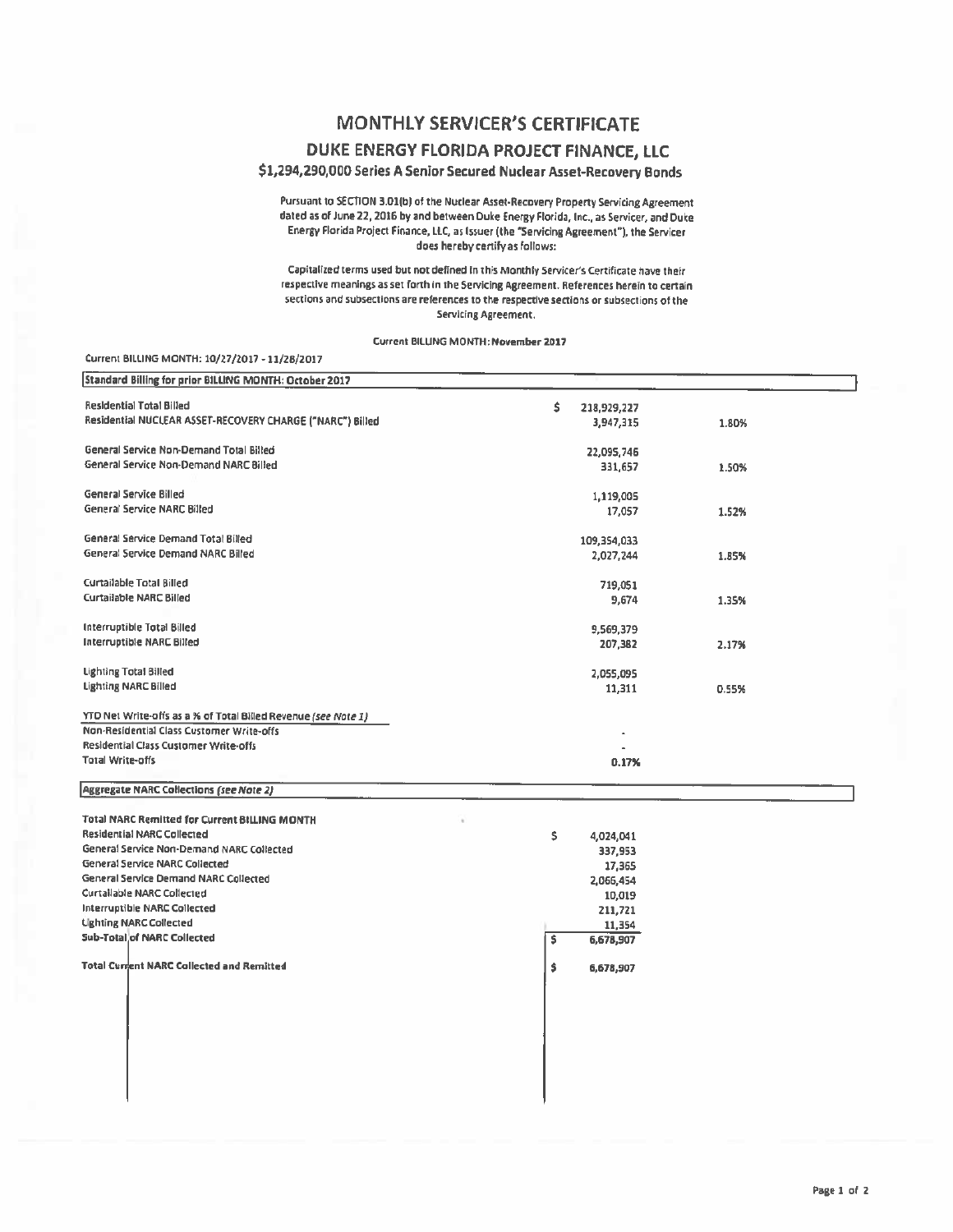# MONTHLY SERVICER'S CERTIFICATE

## DUKE ENERGY FLORIDA PROJECT FINANCE, LLC

### $1,294,290,000 Series A Senior Secured Nuclear Asset-Recovery Bonds

Pursuant to SECTION 3.01(b) of the Nuclear Asset-Recovery Property Servicing Agreement dated as of June 22, 2016 by and between Duke Energy Florida, Inc., as Servicer, and Duke Energy Florida Project Finance, LLC, as Issuer (the "Servicing Agreement"), the Servicer does hereby certify as follows:

Capitalized terms used but not defined in this Monthly Servicer's Certificate have their respective meanings as set forth in the Servicing Agreement. References herein to certain sections and subsections are references to the respective sections or subsections of the Servicing Agreement.

**Current BILLING MONTH: November 2017**

Current BILLING MONTH: 10/27/2017 - 11/28/2017

| Standard Billing for prior BILLING MONTH: October 2017 | | |
|---|---|---|
| Residential Total Billed | $ 218,929,227 | |
| Residential NUCLEAR ASSET-RECOVERY CHARGE ("NARC") Billed | 3,947,315 | 1.80% |
| General Service Non-Demand Total Billed | 22,095,746 | |
| General Service Non-Demand NARC Billed | 331,657 | 1.50% |
| General Service Billed | 1,119,005 | |
| General Service NARC Billed | 17,057 | 1.52% |
| General Service Demand Total Billed | 109,354,033 | |
| General Service Demand NARC Billed | 2,027,244 | 1.85% |
| Curtailable Total Billed | 719,051 | |
| Curtailable NARC Billed | 9,674 | 1.35% |
| Interruptible Total Billed | 9,569,379 | |
| Interruptible NARC Billed | 207,382 | 2.17% |
| Lighting Total Billed | 2,055,095 | |
| Lighting NARC Billed | 11,311 | 0.55% |
| YTD Net Write-offs as a % of Total Billed Revenue *(see Note 1)* | | |
| Non-Residential Class Customer Write-offs | - | |
| Residential Class Customer Write-offs | - | |
| Total Write-offs | 0.17% | |

| Aggregate NARC Collections *(see Note 2)* | |
|---|---|
| **Total NARC Remitted for Current BILLING MONTH** | |
| Residential NARC Collected | $ 4,024,041 |
| General Service Non-Demand NARC Collected | 337,953 |
| General Service NARC Collected | 17,365 |
| General Service Demand NARC Collected | 2,066,454 |
| Curtailable NARC Collected | 10,019 |
| Interruptible NARC Collected | 211,721 |
| Lighting NARC Collected | 11,354 |
| **Sub-Total of NARC Collected** | $ 6,678,907 |
| **Total Current NARC Collected and Remitted** | $ 6,678,907 |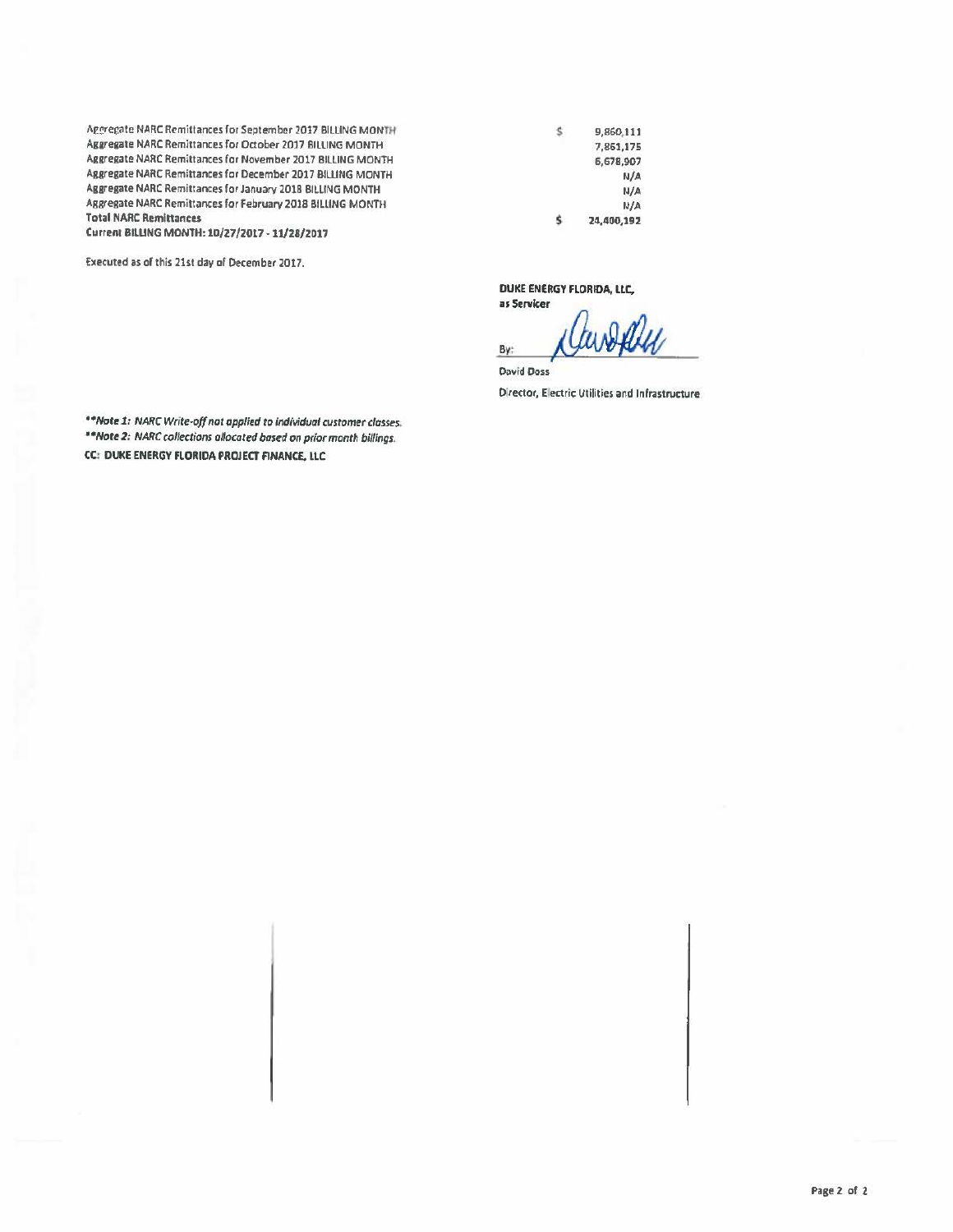| | | |
|---|---|---|
| Aggregate NARC Remittances for September 2017 BILLING MONTH | $ | 9,860,111 |
| Aggregate NARC Remittances for October 2017 BILLING MONTH | | 7,861,175 |
| Aggregate NARC Remittances for November 2017 BILLING MONTH | | 6,678,907 |
| Aggregate NARC Remittances for December 2017 BILLING MONTH | | N/A |
| Aggregate NARC Remittances for January 2018 BILLING MONTH | | N/A |
| Aggregate NARC Remittances for February 2018 BILLING MONTH | | N/A |
| **Total NARC Remittances** | $ | 24,400,192 |
| **Current BILLING MONTH: 10/27/2017 - 11/28/2017** | | |

Executed as of this 21st day of December 2017.

**DUKE ENERGY FLORIDA, LLC,**
**as Servicer**

By: 

David Doss

Director, Electric Utilities and Infrastructure

***\*Note 1:** NARC Write-off not applied to individual customer classes.*

***\*Note 2:** NARC collections allocated based on prior month billings.*

**CC: DUKE ENERGY FLORIDA PROJECT FINANCE, LLC**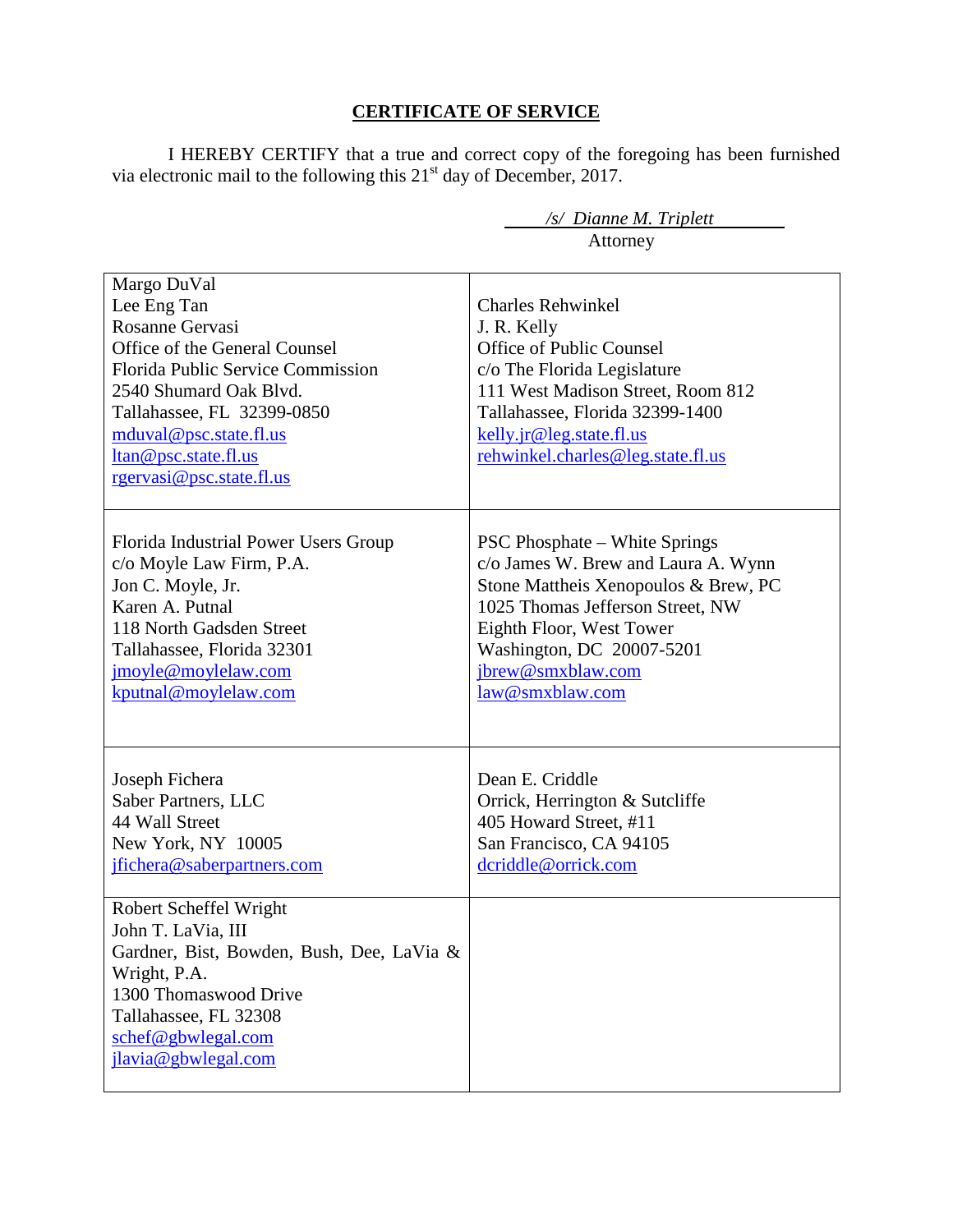## CERTIFICATE OF SERVICE

I HEREBY CERTIFY that a true and correct copy of the foregoing has been furnished via electronic mail to the following this 21st day of December, 2017.

*/s/ Dianne M. Triplett*
Attorney

| | |
|---|---|
| Margo DuVal<br>Lee Eng Tan<br>Rosanne Gervasi<br>Office of the General Counsel<br>Florida Public Service Commission<br>2540 Shumard Oak Blvd.<br>Tallahassee, FL 32399-0850<br>mduval@psc.state.fl.us<br>ltan@psc.state.fl.us<br>rgervasi@psc.state.fl.us | Charles Rehwinkel<br>J. R. Kelly<br>Office of Public Counsel<br>c/o The Florida Legislature<br>111 West Madison Street, Room 812<br>Tallahassee, Florida 32399-1400<br>kelly.jr@leg.state.fl.us<br>rehwinkel.charles@leg.state.fl.us |
| Florida Industrial Power Users Group<br>c/o Moyle Law Firm, P.A.<br>Jon C. Moyle, Jr.<br>Karen A. Putnal<br>118 North Gadsden Street<br>Tallahassee, Florida 32301<br>jmoyle@moylelaw.com<br>kputnal@moylelaw.com | PSC Phosphate – White Springs<br>c/o James W. Brew and Laura A. Wynn<br>Stone Mattheis Xenopoulos & Brew, PC<br>1025 Thomas Jefferson Street, NW<br>Eighth Floor, West Tower<br>Washington, DC 20007-5201<br>jbrew@smxblaw.com<br>law@smxblaw.com |
| Joseph Fichera<br>Saber Partners, LLC<br>44 Wall Street<br>New York, NY 10005<br>jfichera@saberpartners.com | Dean E. Criddle<br>Orrick, Herrington & Sutcliffe<br>405 Howard Street, #11<br>San Francisco, CA 94105<br>dcriddle@orrick.com |
| Robert Scheffel Wright<br>John T. LaVia, III<br>Gardner, Bist, Bowden, Bush, Dee, LaVia & Wright, P.A.<br>1300 Thomaswood Drive<br>Tallahassee, FL 32308<br>schef@gbwlegal.com<br>jlavia@gbwlegal.com | |